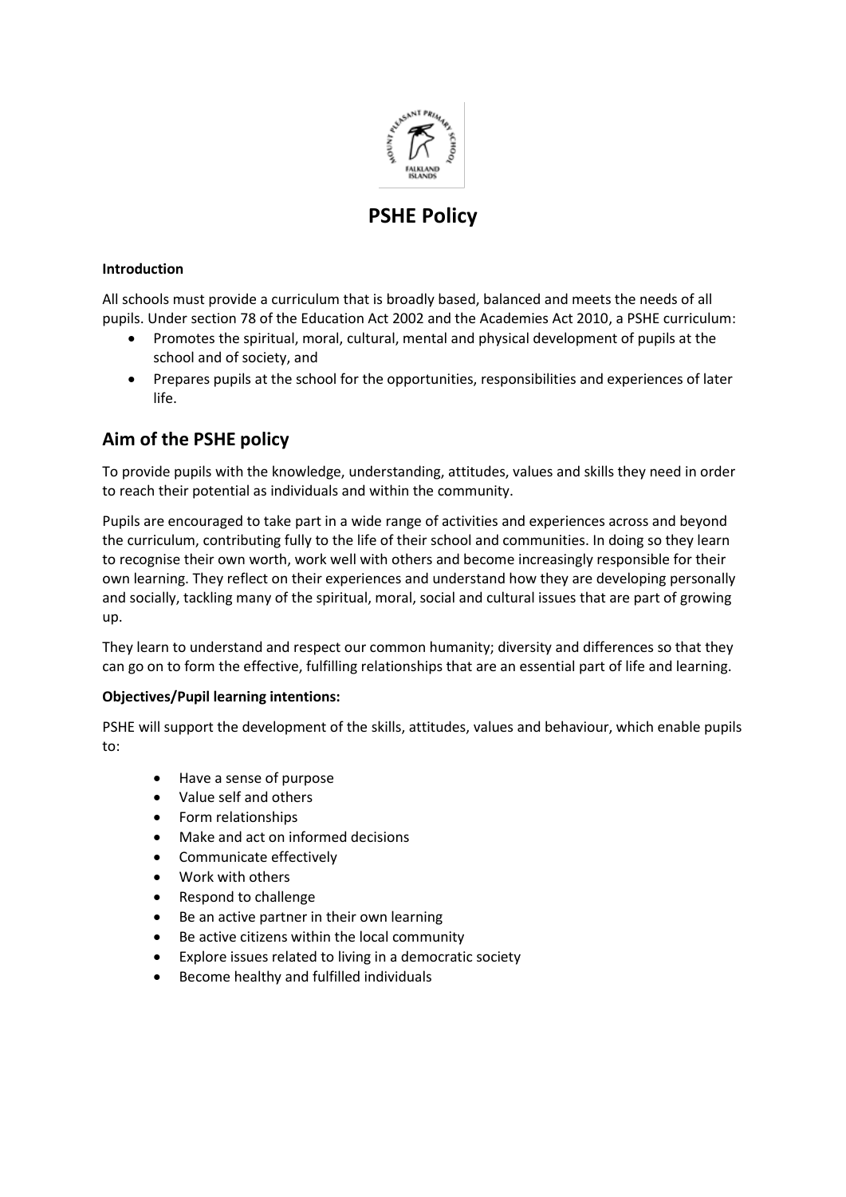# PSHE Policy

**Introduction**

All schools must provide a curriculum that is broadly based, balanced and meets the needs of all pupils. Under section 78 of the Education Act 2002 and the Academies Act 2010, a PSHE curriculum:

- Promotes the spiritual, moral, cultural, mental and physical development of pupils at the school and of society, and
- Prepares pupils at the school for the opportunities, responsibilities and experiences of later life.

## Aim of the PSHE policy

To provide pupils with the knowledge, understanding, attitudes, values and skills they need in order to reach their potential as individuals and within the community.

Pupils are encouraged to take part in a wide range of activities and experiences across and beyond the curriculum, contributing fully to the life of their school and communities. In doing so they learn to recognise their own worth, work well with others and become increasingly responsible for their own learning. They reflect on their experiences and understand how they are developing personally and socially, tackling many of the spiritual, moral, social and cultural issues that are part of growing up.

They learn to understand and respect our common humanity; diversity and differences so that they can go on to form the effective, fulfilling relationships that are an essential part of life and learning.

**Objectives/Pupil learning intentions:**

PSHE will support the development of the skills, attitudes, values and behaviour, which enable pupils to:

- Have a sense of purpose
- Value self and others
- Form relationships
- Make and act on informed decisions
- Communicate effectively
- Work with others
- Respond to challenge
- Be an active partner in their own learning
- Be active citizens within the local community
- Explore issues related to living in a democratic society
- Become healthy and fulfilled individuals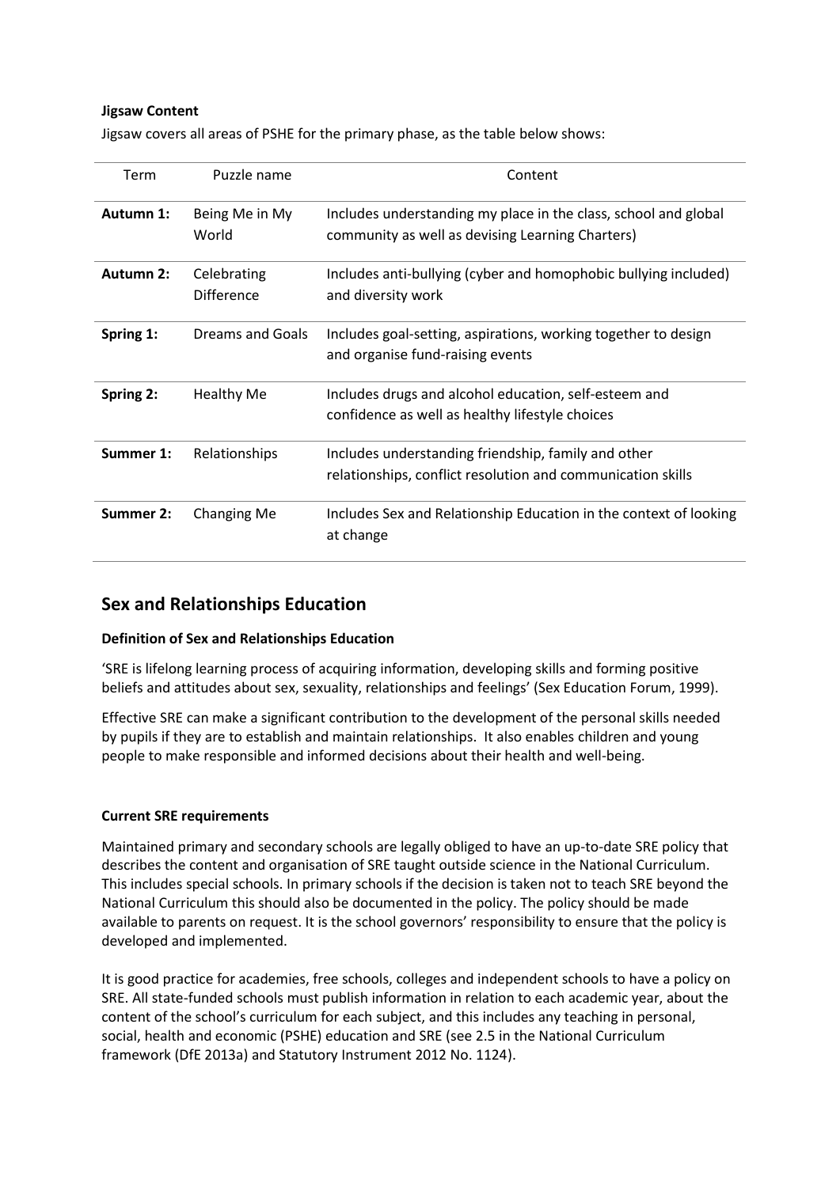**Jigsaw Content**

Jigsaw covers all areas of PSHE for the primary phase, as the table below shows:

| Term | Puzzle name | Content |
|---|---|---|
| **Autumn 1:** | Being Me in My World | Includes understanding my place in the class, school and global community as well as devising Learning Charters) |
| **Autumn 2:** | Celebrating Difference | Includes anti-bullying (cyber and homophobic bullying included) and diversity work |
| **Spring 1:** | Dreams and Goals | Includes goal-setting, aspirations, working together to design and organise fund-raising events |
| **Spring 2:** | Healthy Me | Includes drugs and alcohol education, self-esteem and confidence as well as healthy lifestyle choices |
| **Summer 1:** | Relationships | Includes understanding friendship, family and other relationships, conflict resolution and communication skills |
| **Summer 2:** | Changing Me | Includes Sex and Relationship Education in the context of looking at change |

## Sex and Relationships Education

**Definition of Sex and Relationships Education**

'SRE is lifelong learning process of acquiring information, developing skills and forming positive beliefs and attitudes about sex, sexuality, relationships and feelings' (Sex Education Forum, 1999).

Effective SRE can make a significant contribution to the development of the personal skills needed by pupils if they are to establish and maintain relationships. It also enables children and young people to make responsible and informed decisions about their health and well-being.

**Current SRE requirements**

Maintained primary and secondary schools are legally obliged to have an up-to-date SRE policy that describes the content and organisation of SRE taught outside science in the National Curriculum. This includes special schools. In primary schools if the decision is taken not to teach SRE beyond the National Curriculum this should also be documented in the policy. The policy should be made available to parents on request. It is the school governors' responsibility to ensure that the policy is developed and implemented.

It is good practice for academies, free schools, colleges and independent schools to have a policy on SRE. All state-funded schools must publish information in relation to each academic year, about the content of the school's curriculum for each subject, and this includes any teaching in personal, social, health and economic (PSHE) education and SRE (see 2.5 in the National Curriculum framework (DfE 2013a) and Statutory Instrument 2012 No. 1124).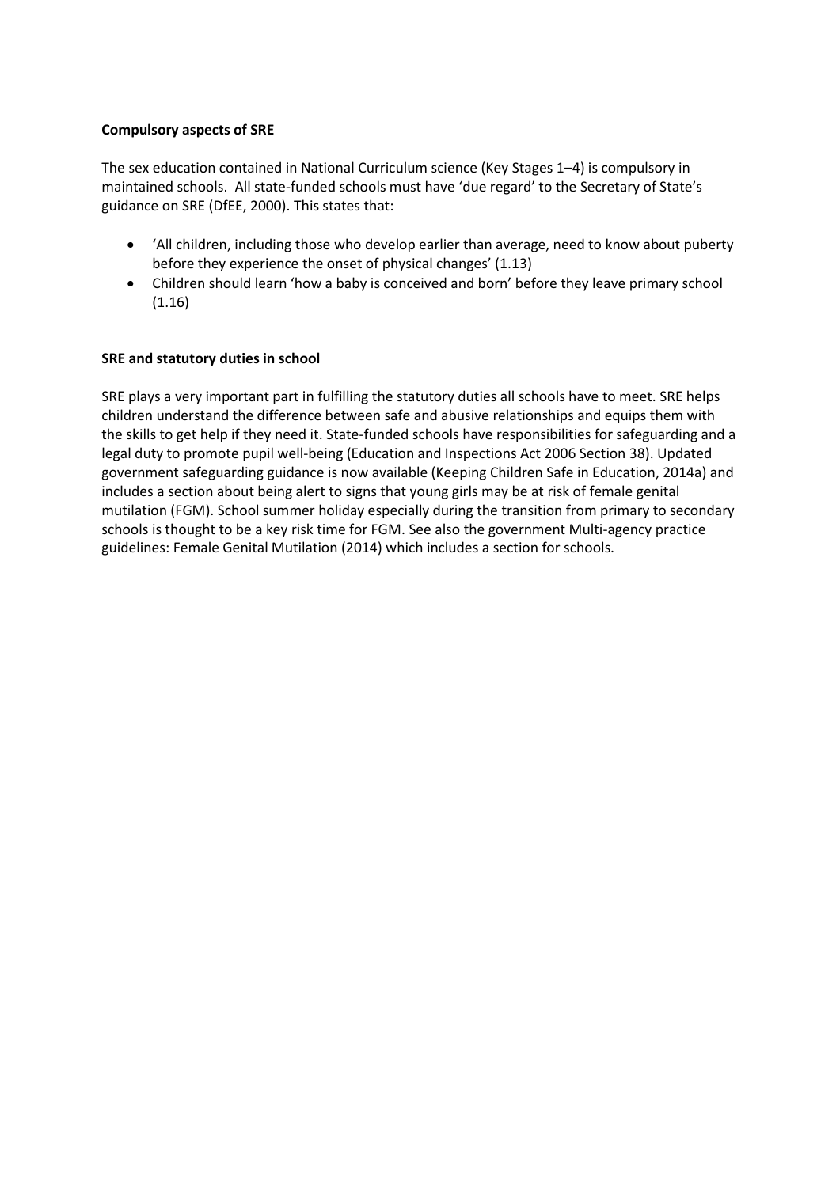**Compulsory aspects of SRE**

The sex education contained in National Curriculum science (Key Stages 1–4) is compulsory in maintained schools. All state-funded schools must have 'due regard' to the Secretary of State's guidance on SRE (DfEE, 2000). This states that:

- 'All children, including those who develop earlier than average, need to know about puberty before they experience the onset of physical changes' (1.13)
- Children should learn 'how a baby is conceived and born' before they leave primary school (1.16)

**SRE and statutory duties in school**

SRE plays a very important part in fulfilling the statutory duties all schools have to meet. SRE helps children understand the difference between safe and abusive relationships and equips them with the skills to get help if they need it. State-funded schools have responsibilities for safeguarding and a legal duty to promote pupil well-being (Education and Inspections Act 2006 Section 38). Updated government safeguarding guidance is now available (Keeping Children Safe in Education, 2014a) and includes a section about being alert to signs that young girls may be at risk of female genital mutilation (FGM). School summer holiday especially during the transition from primary to secondary schools is thought to be a key risk time for FGM. See also the government Multi-agency practice guidelines: Female Genital Mutilation (2014) which includes a section for schools.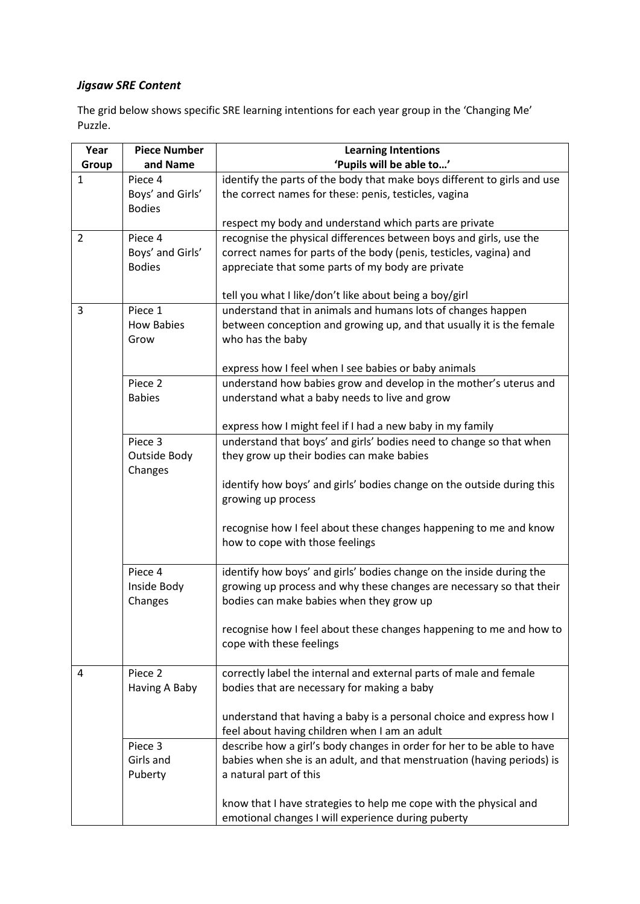***Jigsaw SRE Content***

The grid below shows specific SRE learning intentions for each year group in the 'Changing Me' Puzzle.

| Year Group | Piece Number and Name | Learning Intentions 'Pupils will be able to…' |
|---|---|---|
| 1 | Piece 4 Boys' and Girls' Bodies | identify the parts of the body that make boys different to girls and use the correct names for these: penis, testicles, vagina<br><br>respect my body and understand which parts are private |
| 2 | Piece 4 Boys' and Girls' Bodies | recognise the physical differences between boys and girls, use the correct names for parts of the body (penis, testicles, vagina) and appreciate that some parts of my body are private<br><br>tell you what I like/don't like about being a boy/girl |
| 3 | Piece 1 How Babies Grow | understand that in animals and humans lots of changes happen between conception and growing up, and that usually it is the female who has the baby<br><br>express how I feel when I see babies or baby animals |
| | Piece 2 Babies | understand how babies grow and develop in the mother's uterus and understand what a baby needs to live and grow<br><br>express how I might feel if I had a new baby in my family |
| | Piece 3 Outside Body Changes | understand that boys' and girls' bodies need to change so that when they grow up their bodies can make babies<br><br>identify how boys' and girls' bodies change on the outside during this growing up process<br><br>recognise how I feel about these changes happening to me and know how to cope with those feelings |
| | Piece 4 Inside Body Changes | identify how boys' and girls' bodies change on the inside during the growing up process and why these changes are necessary so that their bodies can make babies when they grow up<br><br>recognise how I feel about these changes happening to me and how to cope with these feelings |
| 4 | Piece 2 Having A Baby | correctly label the internal and external parts of male and female bodies that are necessary for making a baby<br><br>understand that having a baby is a personal choice and express how I feel about having children when I am an adult |
| | Piece 3 Girls and Puberty | describe how a girl's body changes in order for her to be able to have babies when she is an adult, and that menstruation (having periods) is a natural part of this<br><br>know that I have strategies to help me cope with the physical and emotional changes I will experience during puberty |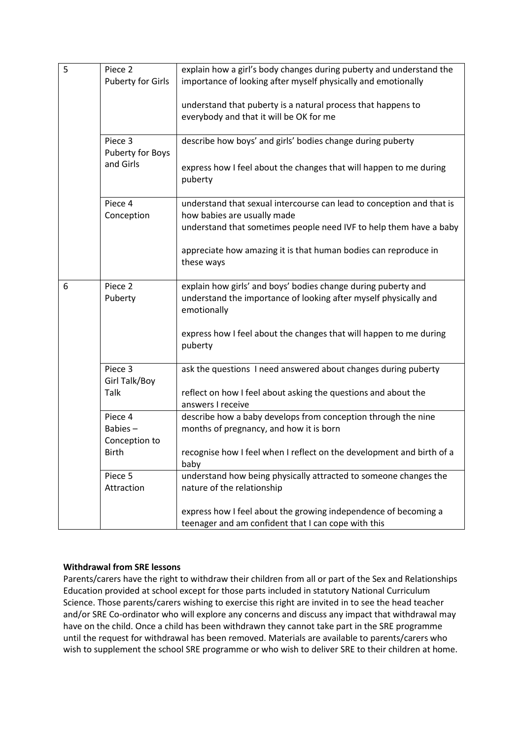| | | |
|---|---|---|
| 5 | Piece 2<br>Puberty for Girls | explain how a girl's body changes during puberty and understand the importance of looking after myself physically and emotionally<br><br>understand that puberty is a natural process that happens to everybody and that it will be OK for me |
| | Piece 3<br>Puberty for Boys and Girls | describe how boys' and girls' bodies change during puberty<br><br>express how I feel about the changes that will happen to me during puberty |
| | Piece 4<br>Conception | understand that sexual intercourse can lead to conception and that is how babies are usually made<br>understand that sometimes people need IVF to help them have a baby<br><br>appreciate how amazing it is that human bodies can reproduce in these ways |
| 6 | Piece 2<br>Puberty | explain how girls' and boys' bodies change during puberty and understand the importance of looking after myself physically and emotionally<br><br>express how I feel about the changes that will happen to me during puberty |
| | Piece 3<br>Girl Talk/Boy Talk | ask the questions I need answered about changes during puberty<br><br>reflect on how I feel about asking the questions and about the answers I receive |
| | Piece 4<br>Babies – Conception to Birth | describe how a baby develops from conception through the nine months of pregnancy, and how it is born<br><br>recognise how I feel when I reflect on the development and birth of a baby |
| | Piece 5<br>Attraction | understand how being physically attracted to someone changes the nature of the relationship<br><br>express how I feel about the growing independence of becoming a teenager and am confident that I can cope with this |

**Withdrawal from SRE lessons**

Parents/carers have the right to withdraw their children from all or part of the Sex and Relationships Education provided at school except for those parts included in statutory National Curriculum Science. Those parents/carers wishing to exercise this right are invited in to see the head teacher and/or SRE Co-ordinator who will explore any concerns and discuss any impact that withdrawal may have on the child. Once a child has been withdrawn they cannot take part in the SRE programme until the request for withdrawal has been removed. Materials are available to parents/carers who wish to supplement the school SRE programme or who wish to deliver SRE to their children at home.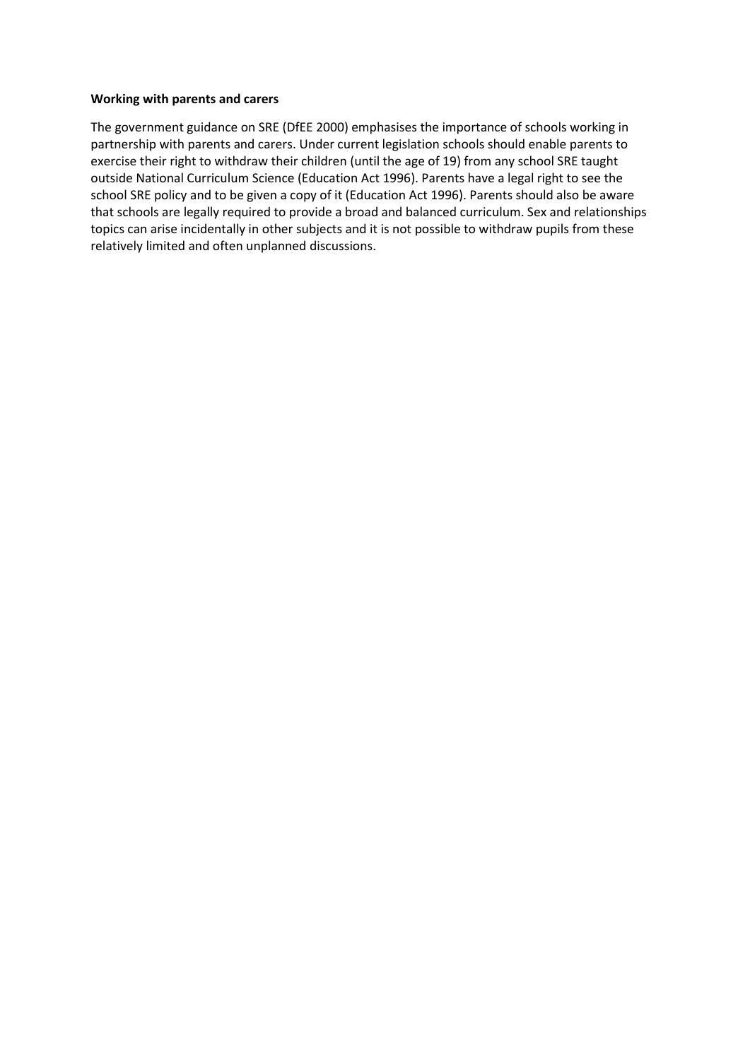**Working with parents and carers**

The government guidance on SRE (DfEE 2000) emphasises the importance of schools working in partnership with parents and carers. Under current legislation schools should enable parents to exercise their right to withdraw their children (until the age of 19) from any school SRE taught outside National Curriculum Science (Education Act 1996). Parents have a legal right to see the school SRE policy and to be given a copy of it (Education Act 1996). Parents should also be aware that schools are legally required to provide a broad and balanced curriculum. Sex and relationships topics can arise incidentally in other subjects and it is not possible to withdraw pupils from these relatively limited and often unplanned discussions.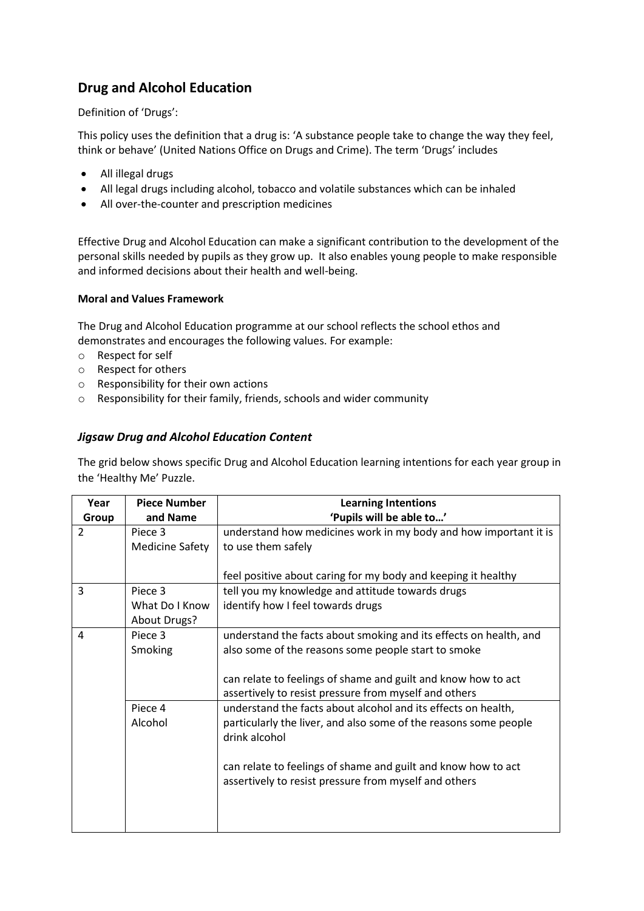## Drug and Alcohol Education

Definition of 'Drugs':

This policy uses the definition that a drug is: 'A substance people take to change the way they feel, think or behave' (United Nations Office on Drugs and Crime). The term 'Drugs' includes

- All illegal drugs
- All legal drugs including alcohol, tobacco and volatile substances which can be inhaled
- All over-the-counter and prescription medicines

Effective Drug and Alcohol Education can make a significant contribution to the development of the personal skills needed by pupils as they grow up. It also enables young people to make responsible and informed decisions about their health and well-being.

**Moral and Values Framework**

The Drug and Alcohol Education programme at our school reflects the school ethos and demonstrates and encourages the following values. For example:

- Respect for self
- Respect for others
- Responsibility for their own actions
- Responsibility for their family, friends, schools and wider community

### *Jigsaw Drug and Alcohol Education Content*

The grid below shows specific Drug and Alcohol Education learning intentions for each year group in the 'Healthy Me' Puzzle.

| Year Group | Piece Number and Name | Learning Intentions 'Pupils will be able to…' |
|---|---|---|
| 2 | Piece 3 Medicine Safety | understand how medicines work in my body and how important it is to use them safely<br><br>feel positive about caring for my body and keeping it healthy |
| 3 | Piece 3 What Do I Know About Drugs? | tell you my knowledge and attitude towards drugs<br>identify how I feel towards drugs |
| 4 | Piece 3 Smoking | understand the facts about smoking and its effects on health, and also some of the reasons some people start to smoke<br><br>can relate to feelings of shame and guilt and know how to act assertively to resist pressure from myself and others |
| | Piece 4 Alcohol | understand the facts about alcohol and its effects on health, particularly the liver, and also some of the reasons some people drink alcohol<br><br>can relate to feelings of shame and guilt and know how to act assertively to resist pressure from myself and others |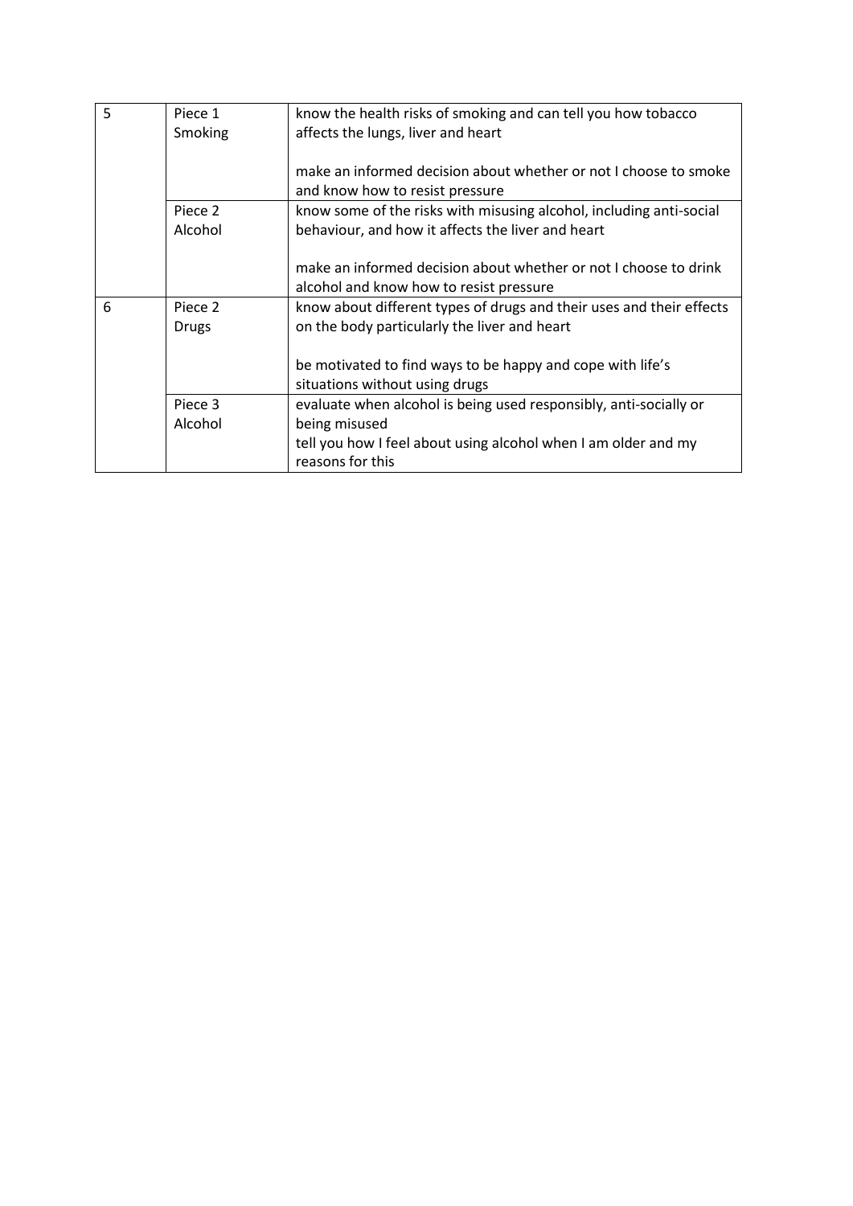| | | |
|---|---|---|
| 5 | Piece 1<br>Smoking | know the health risks of smoking and can tell you how tobacco affects the lungs, liver and heart<br><br>make an informed decision about whether or not I choose to smoke and know how to resist pressure |
| | Piece 2<br>Alcohol | know some of the risks with misusing alcohol, including anti-social behaviour, and how it affects the liver and heart<br><br>make an informed decision about whether or not I choose to drink alcohol and know how to resist pressure |
| 6 | Piece 2<br>Drugs | know about different types of drugs and their uses and their effects on the body particularly the liver and heart<br><br>be motivated to find ways to be happy and cope with life's situations without using drugs |
| | Piece 3<br>Alcohol | evaluate when alcohol is being used responsibly, anti-socially or being misused<br>tell you how I feel about using alcohol when I am older and my reasons for this |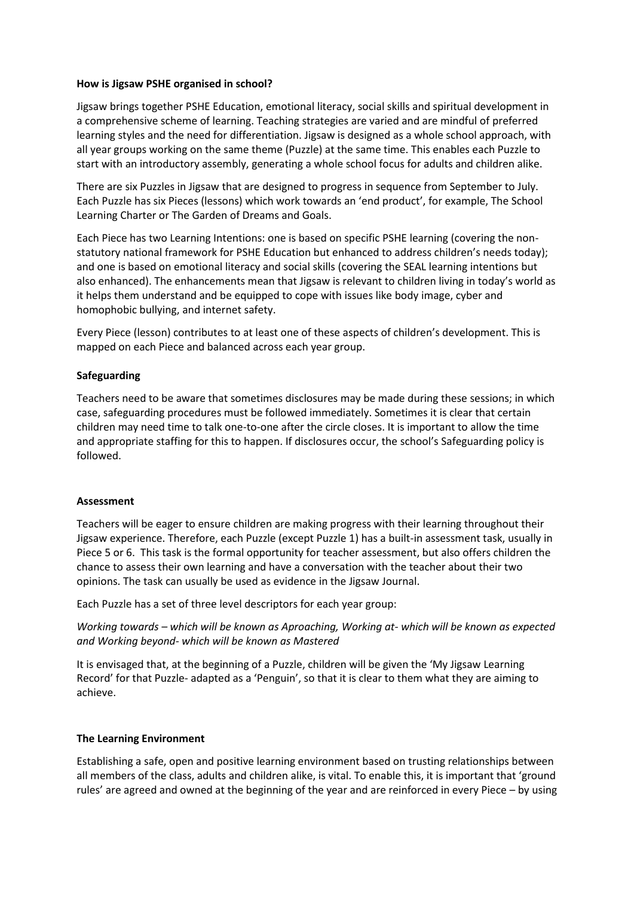**How is Jigsaw PSHE organised in school?**

Jigsaw brings together PSHE Education, emotional literacy, social skills and spiritual development in a comprehensive scheme of learning. Teaching strategies are varied and are mindful of preferred learning styles and the need for differentiation. Jigsaw is designed as a whole school approach, with all year groups working on the same theme (Puzzle) at the same time. This enables each Puzzle to start with an introductory assembly, generating a whole school focus for adults and children alike.

There are six Puzzles in Jigsaw that are designed to progress in sequence from September to July. Each Puzzle has six Pieces (lessons) which work towards an 'end product', for example, The School Learning Charter or The Garden of Dreams and Goals.

Each Piece has two Learning Intentions: one is based on specific PSHE learning (covering the non-statutory national framework for PSHE Education but enhanced to address children's needs today); and one is based on emotional literacy and social skills (covering the SEAL learning intentions but also enhanced). The enhancements mean that Jigsaw is relevant to children living in today's world as it helps them understand and be equipped to cope with issues like body image, cyber and homophobic bullying, and internet safety.

Every Piece (lesson) contributes to at least one of these aspects of children's development. This is mapped on each Piece and balanced across each year group.

**Safeguarding**

Teachers need to be aware that sometimes disclosures may be made during these sessions; in which case, safeguarding procedures must be followed immediately. Sometimes it is clear that certain children may need time to talk one-to-one after the circle closes. It is important to allow the time and appropriate staffing for this to happen. If disclosures occur, the school's Safeguarding policy is followed.

**Assessment**

Teachers will be eager to ensure children are making progress with their learning throughout their Jigsaw experience. Therefore, each Puzzle (except Puzzle 1) has a built-in assessment task, usually in Piece 5 or 6. This task is the formal opportunity for teacher assessment, but also offers children the chance to assess their own learning and have a conversation with the teacher about their two opinions. The task can usually be used as evidence in the Jigsaw Journal.

Each Puzzle has a set of three level descriptors for each year group:

*Working towards – which will be known as Aproaching, Working at- which will be known as expected and Working beyond- which will be known as Mastered*

It is envisaged that, at the beginning of a Puzzle, children will be given the 'My Jigsaw Learning Record' for that Puzzle- adapted as a 'Penguin', so that it is clear to them what they are aiming to achieve.

**The Learning Environment**

Establishing a safe, open and positive learning environment based on trusting relationships between all members of the class, adults and children alike, is vital. To enable this, it is important that 'ground rules' are agreed and owned at the beginning of the year and are reinforced in every Piece – by using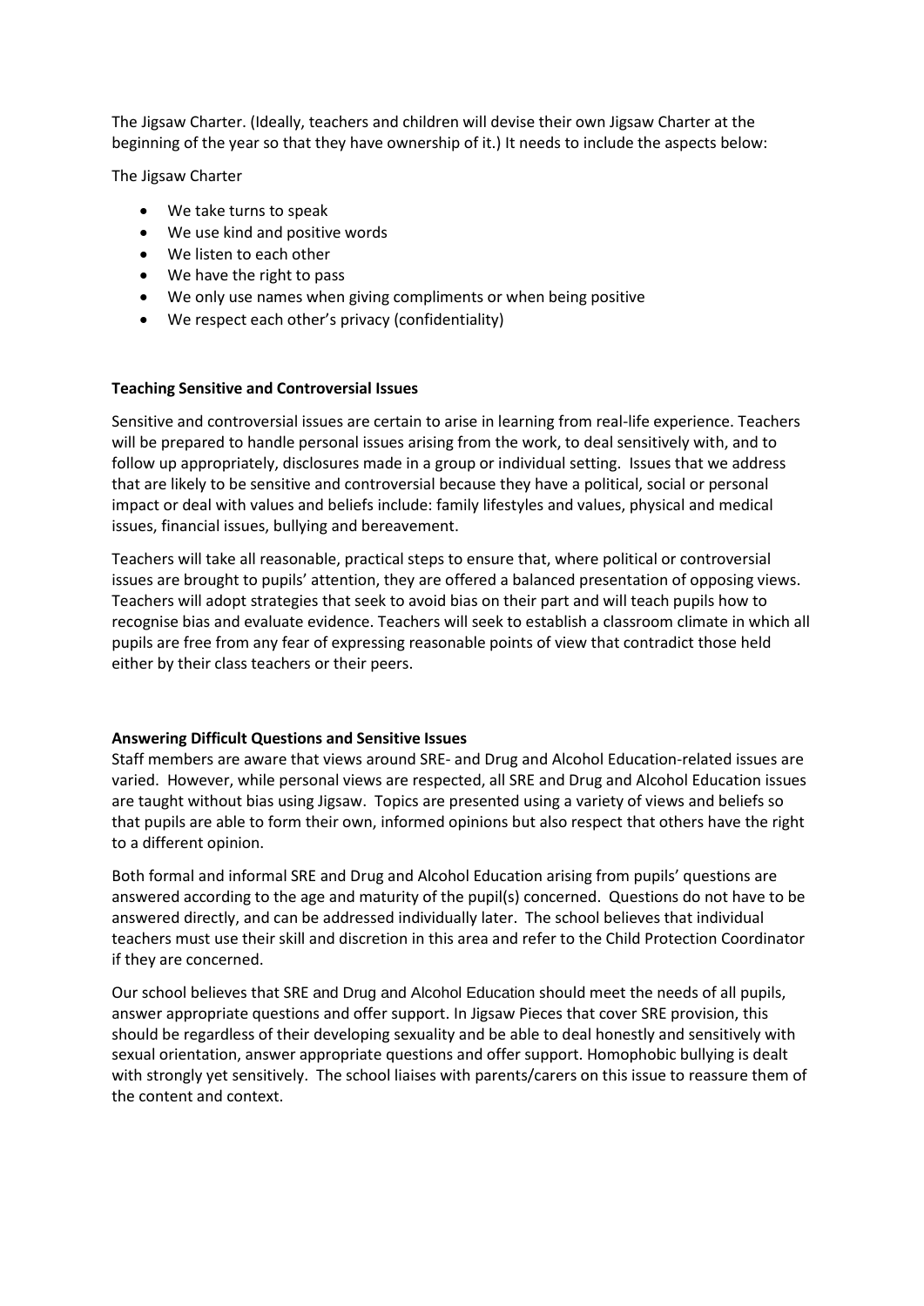The Jigsaw Charter. (Ideally, teachers and children will devise their own Jigsaw Charter at the beginning of the year so that they have ownership of it.) It needs to include the aspects below:

The Jigsaw Charter

- We take turns to speak
- We use kind and positive words
- We listen to each other
- We have the right to pass
- We only use names when giving compliments or when being positive
- We respect each other's privacy (confidentiality)

**Teaching Sensitive and Controversial Issues**

Sensitive and controversial issues are certain to arise in learning from real-life experience. Teachers will be prepared to handle personal issues arising from the work, to deal sensitively with, and to follow up appropriately, disclosures made in a group or individual setting. Issues that we address that are likely to be sensitive and controversial because they have a political, social or personal impact or deal with values and beliefs include: family lifestyles and values, physical and medical issues, financial issues, bullying and bereavement.

Teachers will take all reasonable, practical steps to ensure that, where political or controversial issues are brought to pupils' attention, they are offered a balanced presentation of opposing views. Teachers will adopt strategies that seek to avoid bias on their part and will teach pupils how to recognise bias and evaluate evidence. Teachers will seek to establish a classroom climate in which all pupils are free from any fear of expressing reasonable points of view that contradict those held either by their class teachers or their peers.

**Answering Difficult Questions and Sensitive Issues**

Staff members are aware that views around SRE- and Drug and Alcohol Education-related issues are varied. However, while personal views are respected, all SRE and Drug and Alcohol Education issues are taught without bias using Jigsaw. Topics are presented using a variety of views and beliefs so that pupils are able to form their own, informed opinions but also respect that others have the right to a different opinion.

Both formal and informal SRE and Drug and Alcohol Education arising from pupils' questions are answered according to the age and maturity of the pupil(s) concerned. Questions do not have to be answered directly, and can be addressed individually later. The school believes that individual teachers must use their skill and discretion in this area and refer to the Child Protection Coordinator if they are concerned.

Our school believes that SRE and Drug and Alcohol Education should meet the needs of all pupils, answer appropriate questions and offer support. In Jigsaw Pieces that cover SRE provision, this should be regardless of their developing sexuality and be able to deal honestly and sensitively with sexual orientation, answer appropriate questions and offer support. Homophobic bullying is dealt with strongly yet sensitively. The school liaises with parents/carers on this issue to reassure them of the content and context.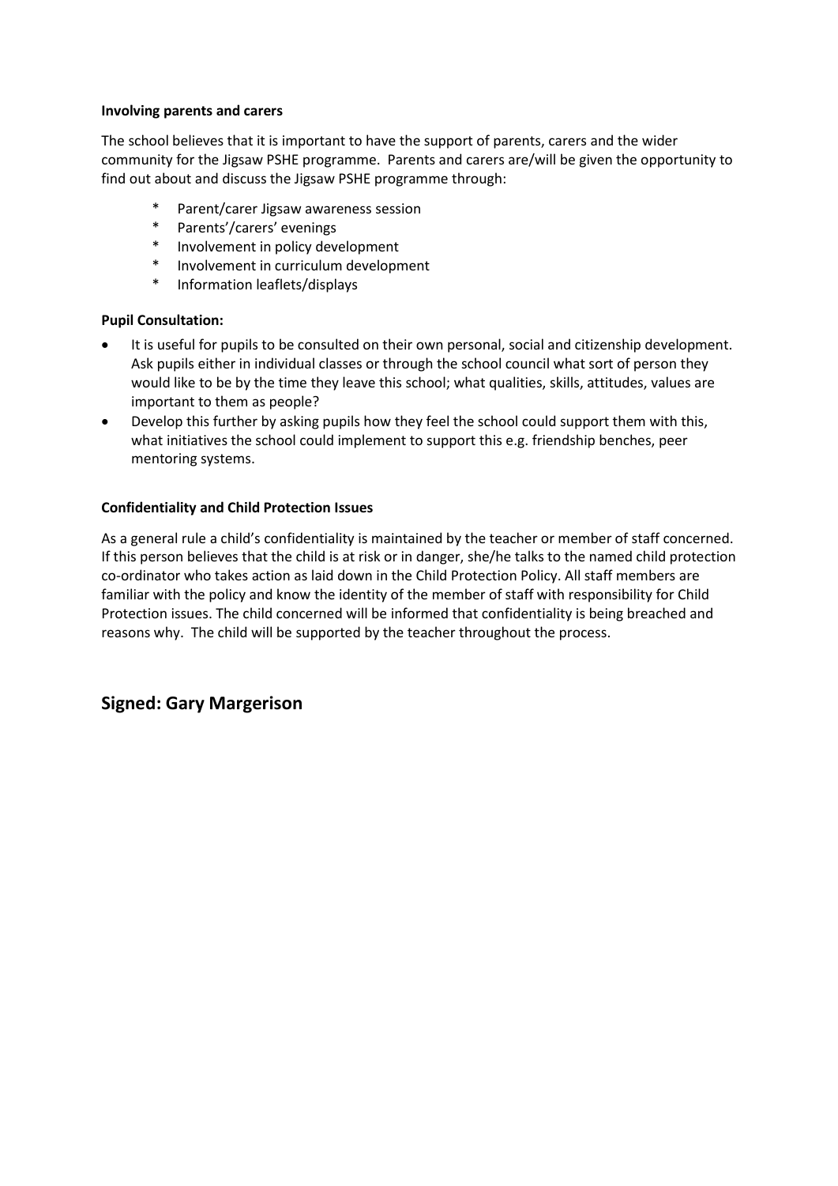**Involving parents and carers**

The school believes that it is important to have the support of parents, carers and the wider community for the Jigsaw PSHE programme. Parents and carers are/will be given the opportunity to find out about and discuss the Jigsaw PSHE programme through:

- Parent/carer Jigsaw awareness session
- Parents'/carers' evenings
- Involvement in policy development
- Involvement in curriculum development
- Information leaflets/displays

**Pupil Consultation:**

- It is useful for pupils to be consulted on their own personal, social and citizenship development. Ask pupils either in individual classes or through the school council what sort of person they would like to be by the time they leave this school; what qualities, skills, attitudes, values are important to them as people?
- Develop this further by asking pupils how they feel the school could support them with this, what initiatives the school could implement to support this e.g. friendship benches, peer mentoring systems.

**Confidentiality and Child Protection Issues**

As a general rule a child's confidentiality is maintained by the teacher or member of staff concerned. If this person believes that the child is at risk or in danger, she/he talks to the named child protection co-ordinator who takes action as laid down in the Child Protection Policy. All staff members are familiar with the policy and know the identity of the member of staff with responsibility for Child Protection issues. The child concerned will be informed that confidentiality is being breached and reasons why. The child will be supported by the teacher throughout the process.

## Signed: Gary Margerison